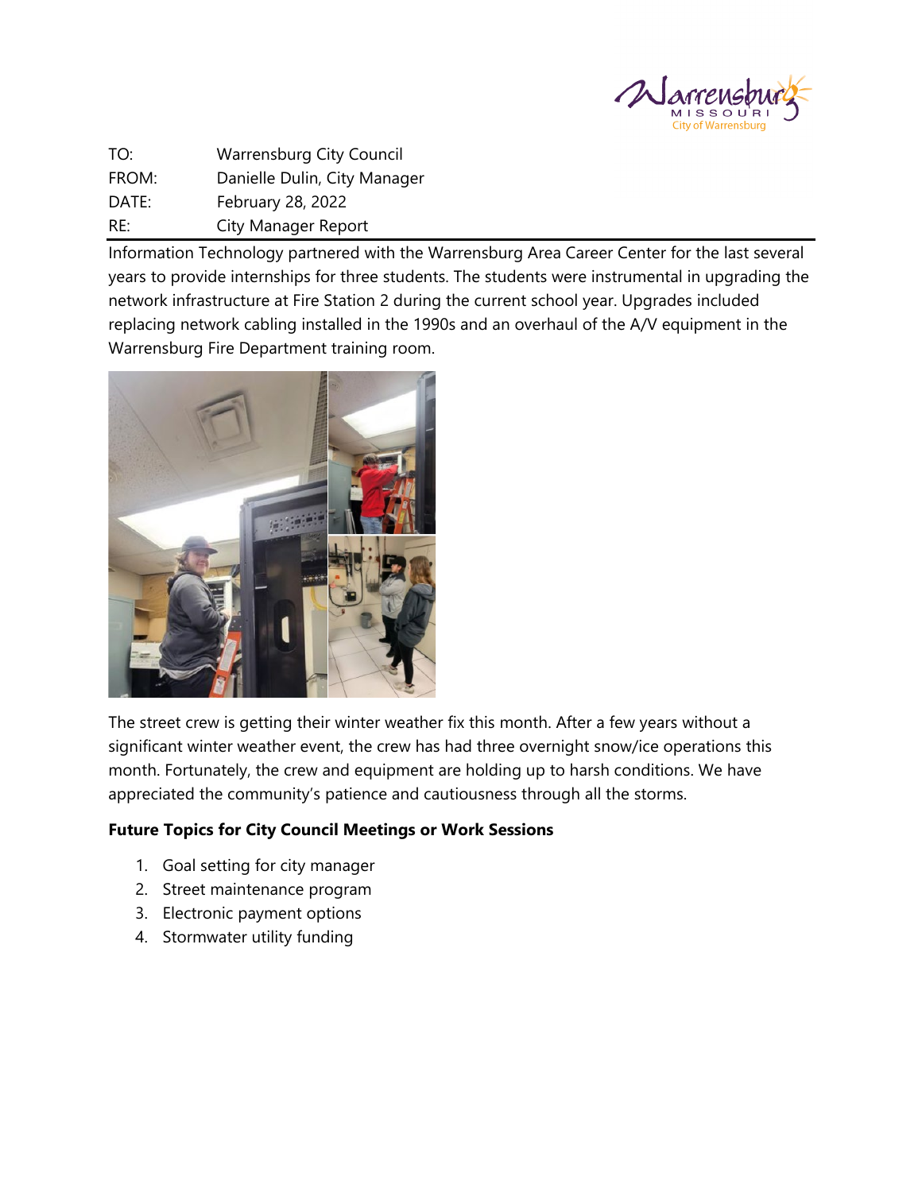TO: Warrensburg City Council

FROM: Danielle Dulin, City Manager

DATE: February 28, 2022

RE: City Manager Report

---

Information Technology partnered with the Warrensburg Area Career Center for the last several years to provide internships for three students. The students were instrumental in upgrading the network infrastructure at Fire Station 2 during the current school year. Upgrades included replacing network cabling installed in the 1990s and an overhaul of the A/V equipment in the Warrensburg Fire Department training room.

The street crew is getting their winter weather fix this month. After a few years without a significant winter weather event, the crew has had three overnight snow/ice operations this month. Fortunately, the crew and equipment are holding up to harsh conditions. We have appreciated the community's patience and cautiousness through all the storms.

**Future Topics for City Council Meetings or Work Sessions**

1. Goal setting for city manager
2. Street maintenance program
3. Electronic payment options
4. Stormwater utility funding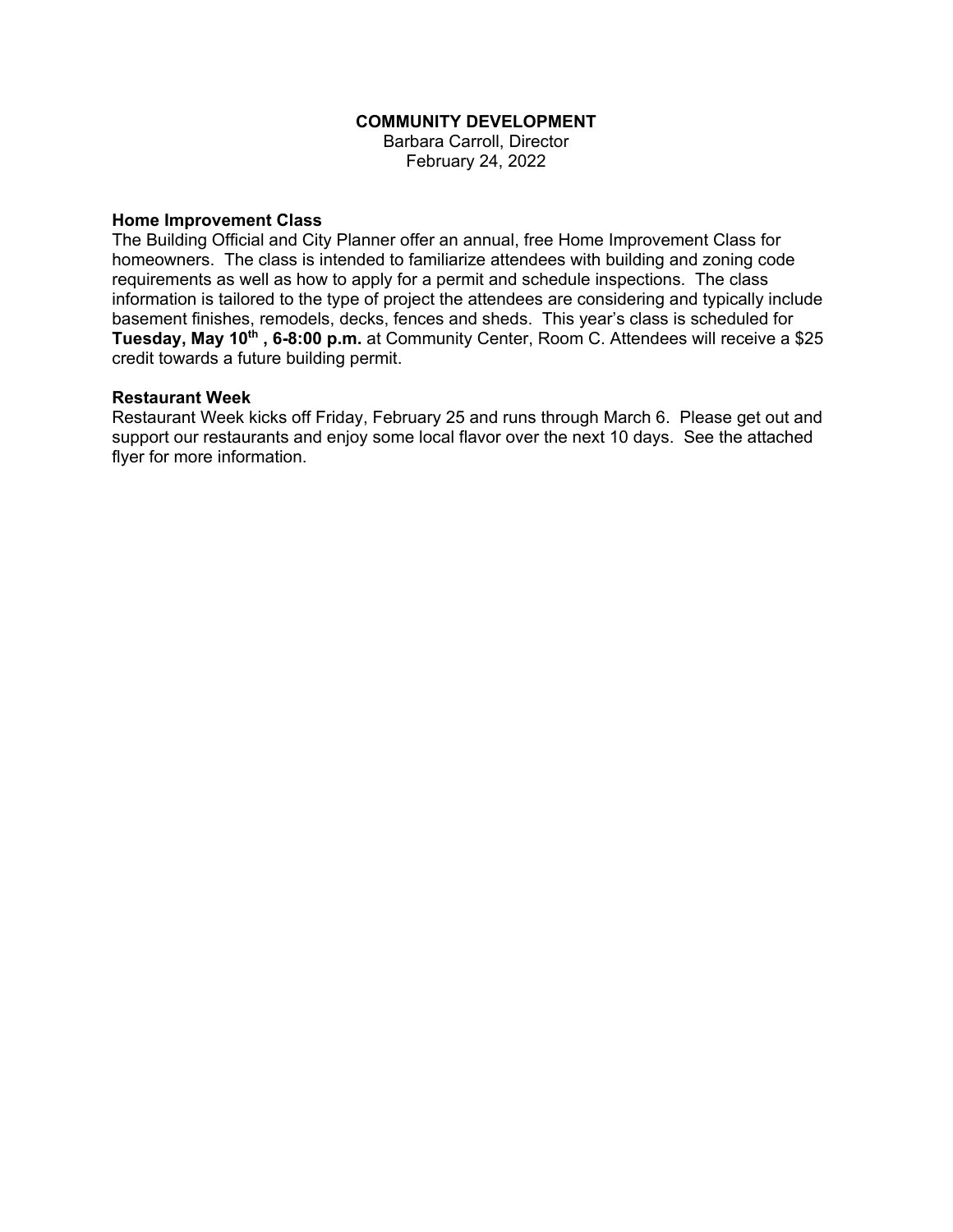# COMMUNITY DEVELOPMENT

Barbara Carroll, Director
February 24, 2022

**Home Improvement Class**

The Building Official and City Planner offer an annual, free Home Improvement Class for homeowners. The class is intended to familiarize attendees with building and zoning code requirements as well as how to apply for a permit and schedule inspections. The class information is tailored to the type of project the attendees are considering and typically include basement finishes, remodels, decks, fences and sheds. This year's class is scheduled for **Tuesday, May 10th , 6-8:00 p.m.** at Community Center, Room C. Attendees will receive a $25 credit towards a future building permit.

**Restaurant Week**

Restaurant Week kicks off Friday, February 25 and runs through March 6. Please get out and support our restaurants and enjoy some local flavor over the next 10 days. See the attached flyer for more information.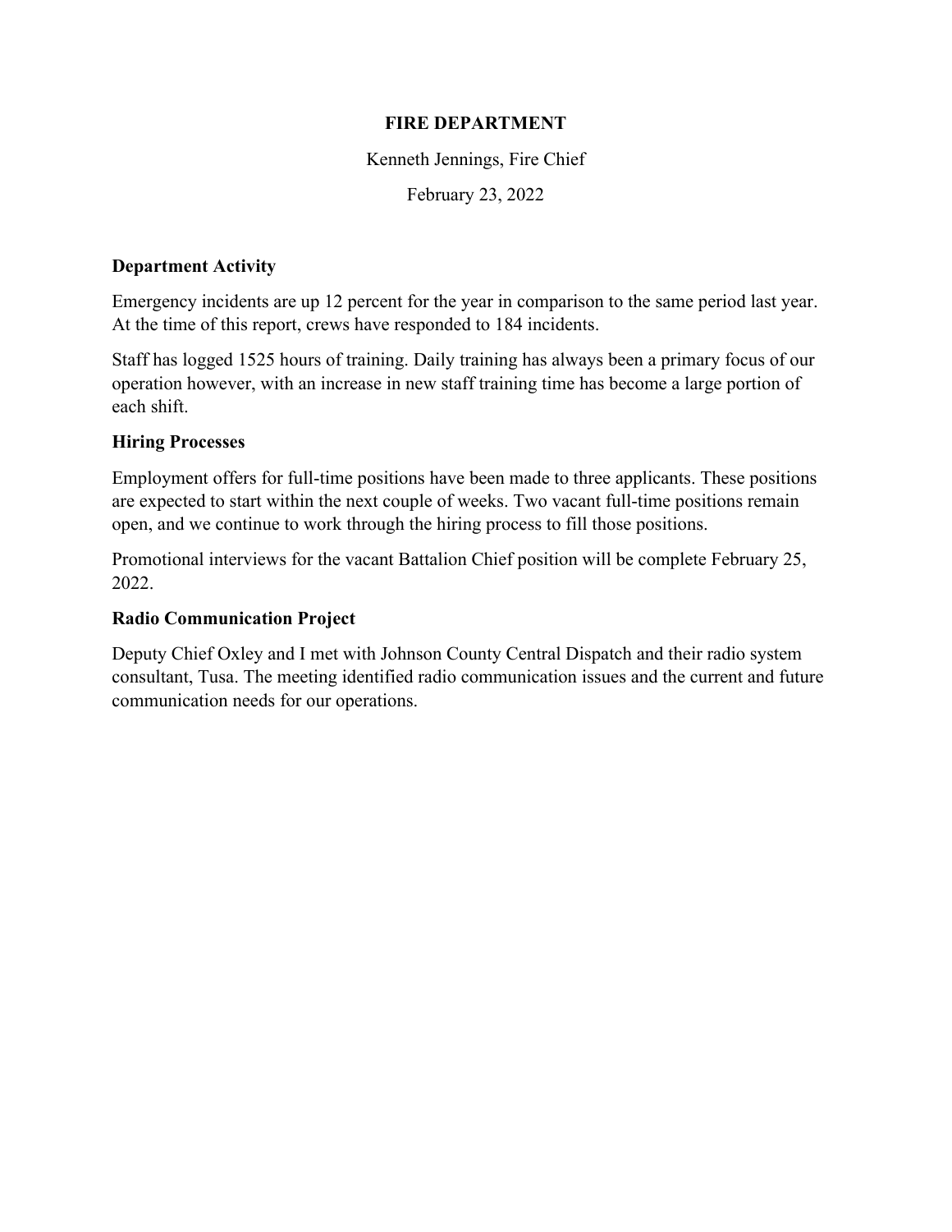## FIRE DEPARTMENT

Kenneth Jennings, Fire Chief

February 23, 2022

### Department Activity

Emergency incidents are up 12 percent for the year in comparison to the same period last year. At the time of this report, crews have responded to 184 incidents.

Staff has logged 1525 hours of training. Daily training has always been a primary focus of our operation however, with an increase in new staff training time has become a large portion of each shift.

### Hiring Processes

Employment offers for full-time positions have been made to three applicants. These positions are expected to start within the next couple of weeks. Two vacant full-time positions remain open, and we continue to work through the hiring process to fill those positions.

Promotional interviews for the vacant Battalion Chief position will be complete February 25, 2022.

### Radio Communication Project

Deputy Chief Oxley and I met with Johnson County Central Dispatch and their radio system consultant, Tusa. The meeting identified radio communication issues and the current and future communication needs for our operations.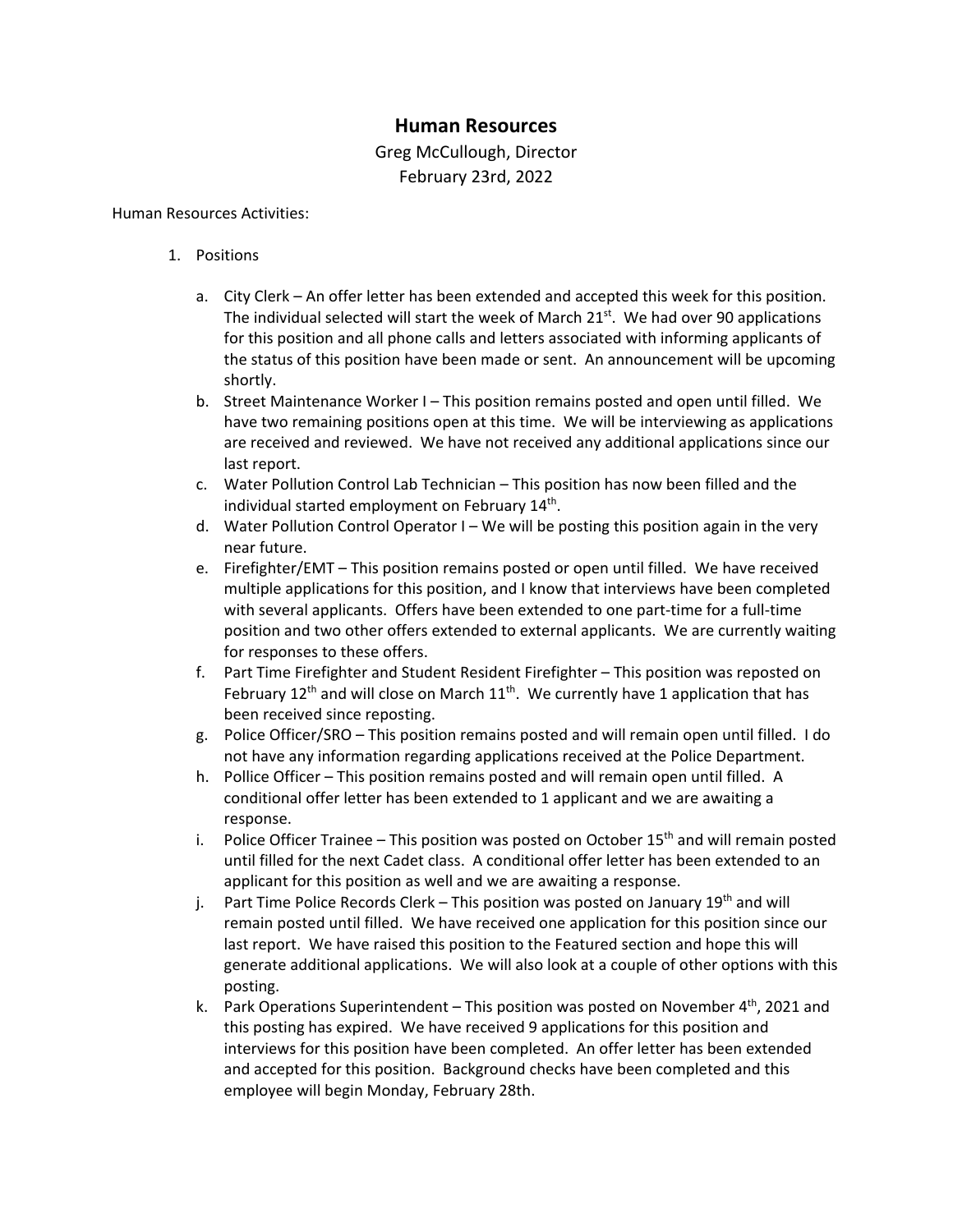# Human Resources

Greg McCullough, Director
February 23rd, 2022

Human Resources Activities:

1. Positions

   a. City Clerk – An offer letter has been extended and accepted this week for this position. The individual selected will start the week of March 21st. We had over 90 applications for this position and all phone calls and letters associated with informing applicants of the status of this position have been made or sent. An announcement will be upcoming shortly.

   b. Street Maintenance Worker I – This position remains posted and open until filled. We have two remaining positions open at this time. We will be interviewing as applications are received and reviewed. We have not received any additional applications since our last report.

   c. Water Pollution Control Lab Technician – This position has now been filled and the individual started employment on February 14th.

   d. Water Pollution Control Operator I – We will be posting this position again in the very near future.

   e. Firefighter/EMT – This position remains posted or open until filled. We have received multiple applications for this position, and I know that interviews have been completed with several applicants. Offers have been extended to one part-time for a full-time position and two other offers extended to external applicants. We are currently waiting for responses to these offers.

   f. Part Time Firefighter and Student Resident Firefighter – This position was reposted on February 12th and will close on March 11th. We currently have 1 application that has been received since reposting.

   g. Police Officer/SRO – This position remains posted and will remain open until filled. I do not have any information regarding applications received at the Police Department.

   h. Pollice Officer – This position remains posted and will remain open until filled. A conditional offer letter has been extended to 1 applicant and we are awaiting a response.

   i. Police Officer Trainee – This position was posted on October 15th and will remain posted until filled for the next Cadet class. A conditional offer letter has been extended to an applicant for this position as well and we are awaiting a response.

   j. Part Time Police Records Clerk – This position was posted on January 19th and will remain posted until filled. We have received one application for this position since our last report. We have raised this position to the Featured section and hope this will generate additional applications. We will also look at a couple of other options with this posting.

   k. Park Operations Superintendent – This position was posted on November 4th, 2021 and this posting has expired. We have received 9 applications for this position and interviews for this position have been completed. An offer letter has been extended and accepted for this position. Background checks have been completed and this employee will begin Monday, February 28th.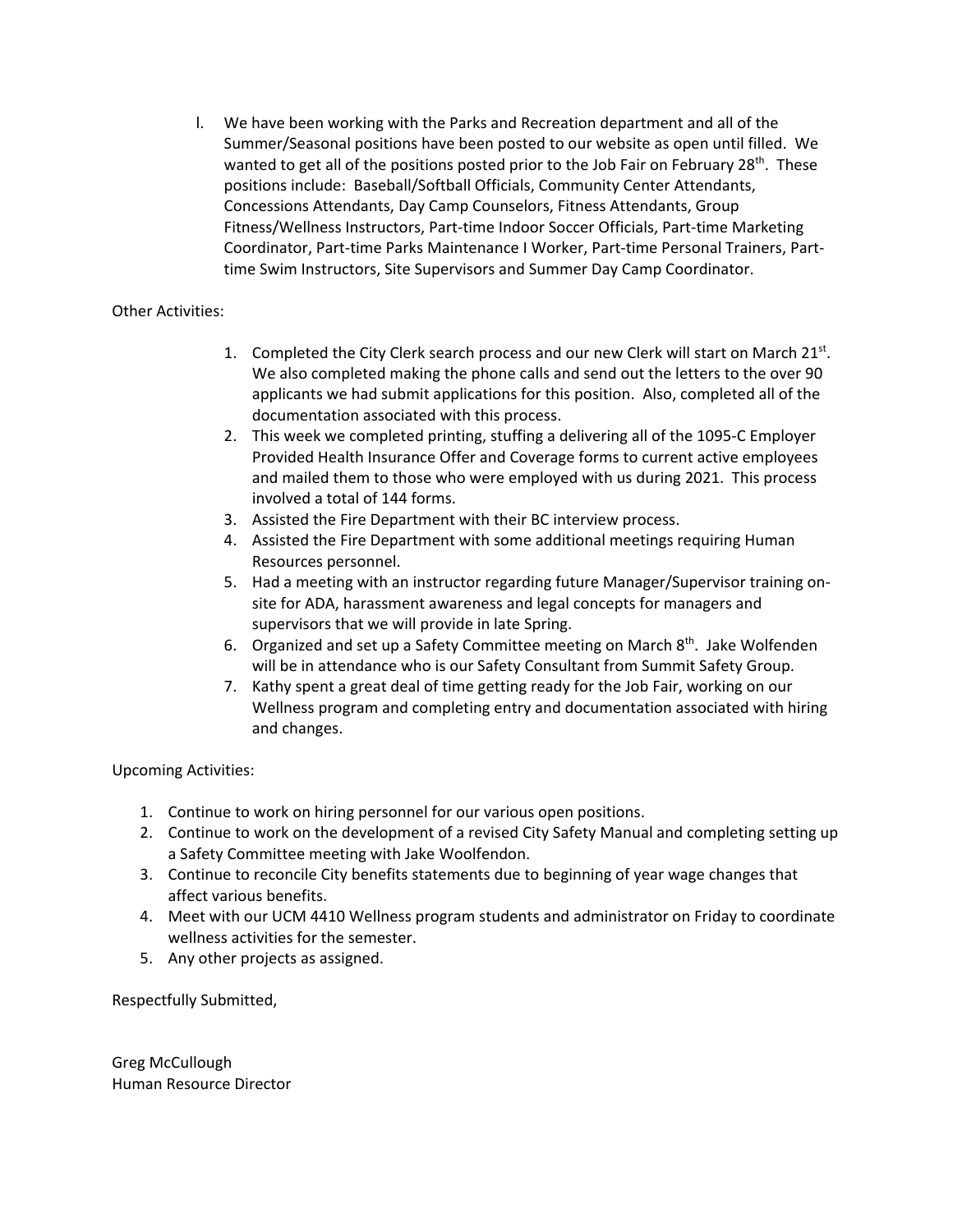l. We have been working with the Parks and Recreation department and all of the Summer/Seasonal positions have been posted to our website as open until filled. We wanted to get all of the positions posted prior to the Job Fair on February 28th. These positions include: Baseball/Softball Officials, Community Center Attendants, Concessions Attendants, Day Camp Counselors, Fitness Attendants, Group Fitness/Wellness Instructors, Part-time Indoor Soccer Officials, Part-time Marketing Coordinator, Part-time Parks Maintenance I Worker, Part-time Personal Trainers, Part-time Swim Instructors, Site Supervisors and Summer Day Camp Coordinator.

Other Activities:

1. Completed the City Clerk search process and our new Clerk will start on March 21st. We also completed making the phone calls and send out the letters to the over 90 applicants we had submit applications for this position. Also, completed all of the documentation associated with this process.
2. This week we completed printing, stuffing a delivering all of the 1095-C Employer Provided Health Insurance Offer and Coverage forms to current active employees and mailed them to those who were employed with us during 2021. This process involved a total of 144 forms.
3. Assisted the Fire Department with their BC interview process.
4. Assisted the Fire Department with some additional meetings requiring Human Resources personnel.
5. Had a meeting with an instructor regarding future Manager/Supervisor training on-site for ADA, harassment awareness and legal concepts for managers and supervisors that we will provide in late Spring.
6. Organized and set up a Safety Committee meeting on March 8th. Jake Wolfenden will be in attendance who is our Safety Consultant from Summit Safety Group.
7. Kathy spent a great deal of time getting ready for the Job Fair, working on our Wellness program and completing entry and documentation associated with hiring and changes.

Upcoming Activities:

1. Continue to work on hiring personnel for our various open positions.
2. Continue to work on the development of a revised City Safety Manual and completing setting up a Safety Committee meeting with Jake Woolfendon.
3. Continue to reconcile City benefits statements due to beginning of year wage changes that affect various benefits.
4. Meet with our UCM 4410 Wellness program students and administrator on Friday to coordinate wellness activities for the semester.
5. Any other projects as assigned.

Respectfully Submitted,

Greg McCullough
Human Resource Director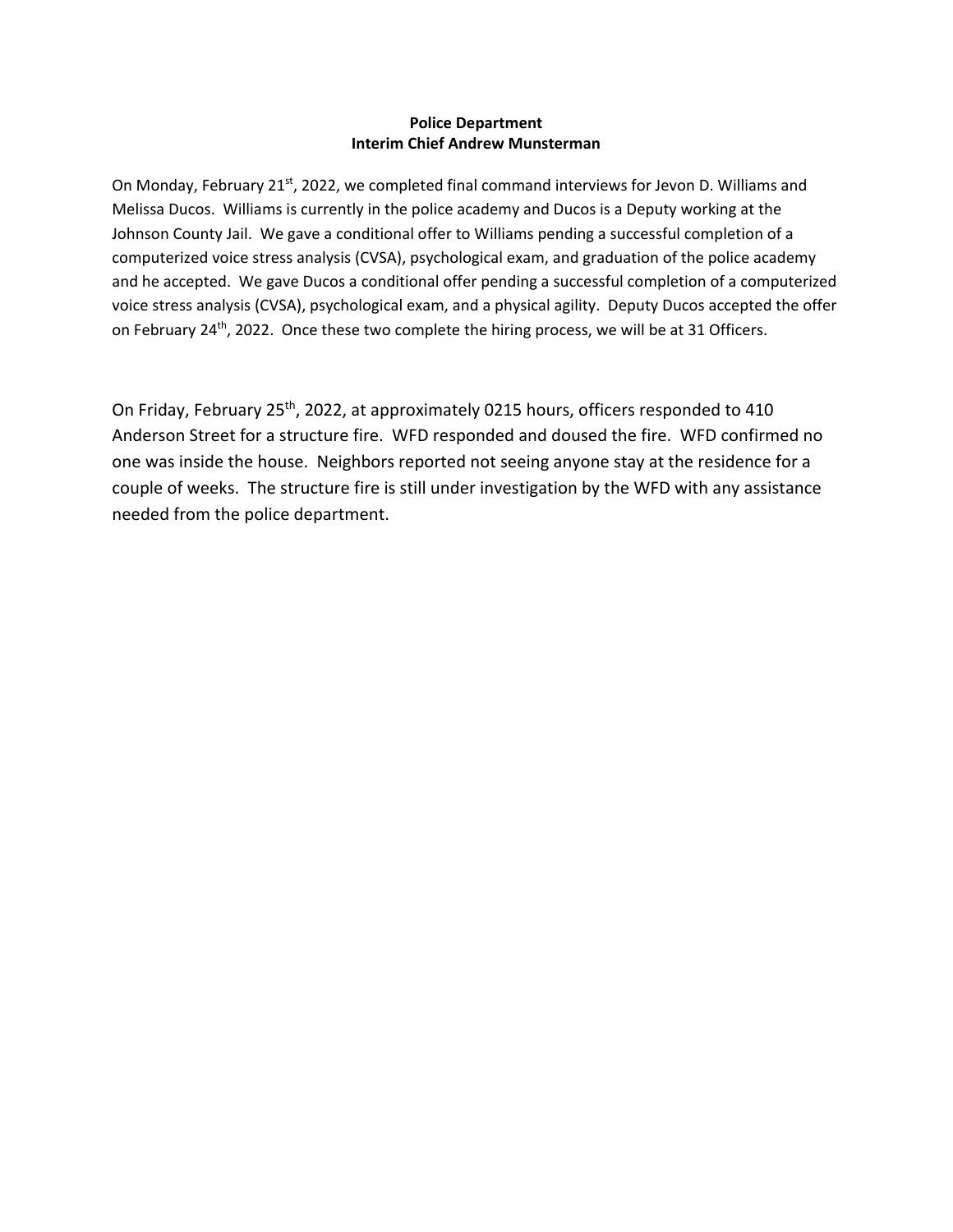**Police Department**
**Interim Chief Andrew Munsterman**

On Monday, February 21st, 2022, we completed final command interviews for Jevon D. Williams and Melissa Ducos. Williams is currently in the police academy and Ducos is a Deputy working at the Johnson County Jail. We gave a conditional offer to Williams pending a successful completion of a computerized voice stress analysis (CVSA), psychological exam, and graduation of the police academy and he accepted. We gave Ducos a conditional offer pending a successful completion of a computerized voice stress analysis (CVSA), psychological exam, and a physical agility. Deputy Ducos accepted the offer on February 24th, 2022. Once these two complete the hiring process, we will be at 31 Officers.

On Friday, February 25th, 2022, at approximately 0215 hours, officers responded to 410 Anderson Street for a structure fire. WFD responded and doused the fire. WFD confirmed no one was inside the house. Neighbors reported not seeing anyone stay at the residence for a couple of weeks. The structure fire is still under investigation by the WFD with any assistance needed from the police department.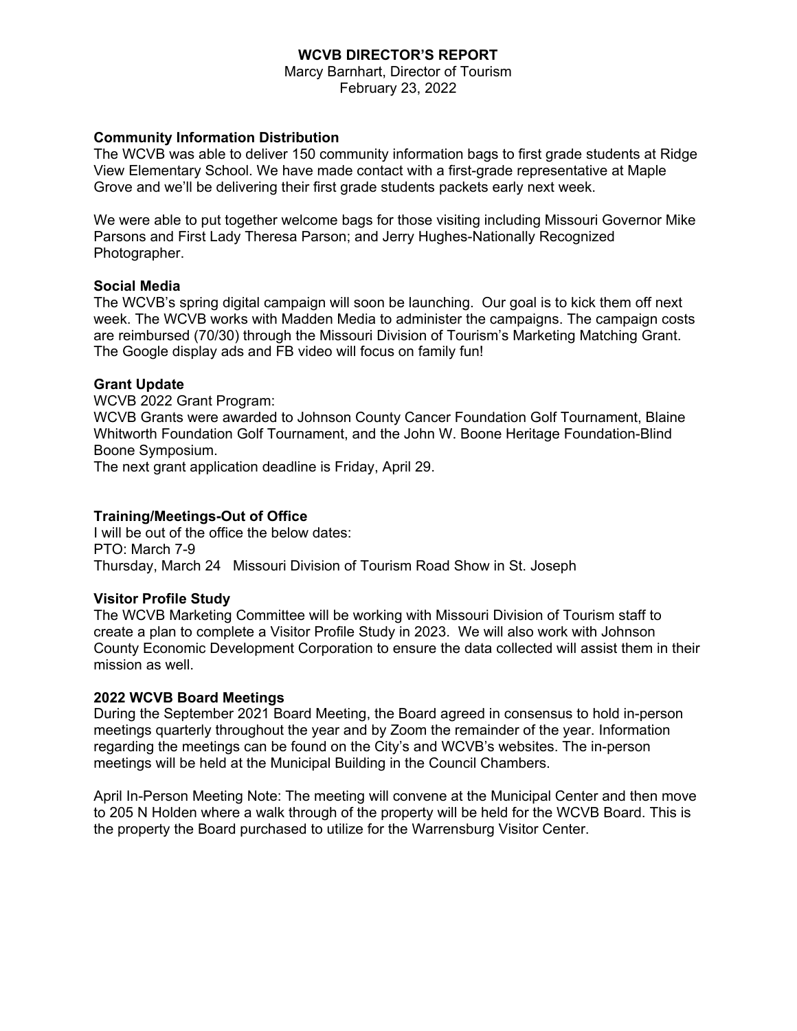# WCVB DIRECTOR'S REPORT

Marcy Barnhart, Director of Tourism
February 23, 2022

**Community Information Distribution**

The WCVB was able to deliver 150 community information bags to first grade students at Ridge View Elementary School. We have made contact with a first-grade representative at Maple Grove and we'll be delivering their first grade students packets early next week.

We were able to put together welcome bags for those visiting including Missouri Governor Mike Parsons and First Lady Theresa Parson; and Jerry Hughes-Nationally Recognized Photographer.

**Social Media**

The WCVB's spring digital campaign will soon be launching. Our goal is to kick them off next week. The WCVB works with Madden Media to administer the campaigns. The campaign costs are reimbursed (70/30) through the Missouri Division of Tourism's Marketing Matching Grant. The Google display ads and FB video will focus on family fun!

**Grant Update**

WCVB 2022 Grant Program:

WCVB Grants were awarded to Johnson County Cancer Foundation Golf Tournament, Blaine Whitworth Foundation Golf Tournament, and the John W. Boone Heritage Foundation-Blind Boone Symposium.

The next grant application deadline is Friday, April 29.

**Training/Meetings-Out of Office**

I will be out of the office the below dates:

PTO: March 7-9

Thursday, March 24 Missouri Division of Tourism Road Show in St. Joseph

**Visitor Profile Study**

The WCVB Marketing Committee will be working with Missouri Division of Tourism staff to create a plan to complete a Visitor Profile Study in 2023. We will also work with Johnson County Economic Development Corporation to ensure the data collected will assist them in their mission as well.

**2022 WCVB Board Meetings**

During the September 2021 Board Meeting, the Board agreed in consensus to hold in-person meetings quarterly throughout the year and by Zoom the remainder of the year. Information regarding the meetings can be found on the City's and WCVB's websites. The in-person meetings will be held at the Municipal Building in the Council Chambers.

April In-Person Meeting Note: The meeting will convene at the Municipal Center and then move to 205 N Holden where a walk through of the property will be held for the WCVB Board. This is the property the Board purchased to utilize for the Warrensburg Visitor Center.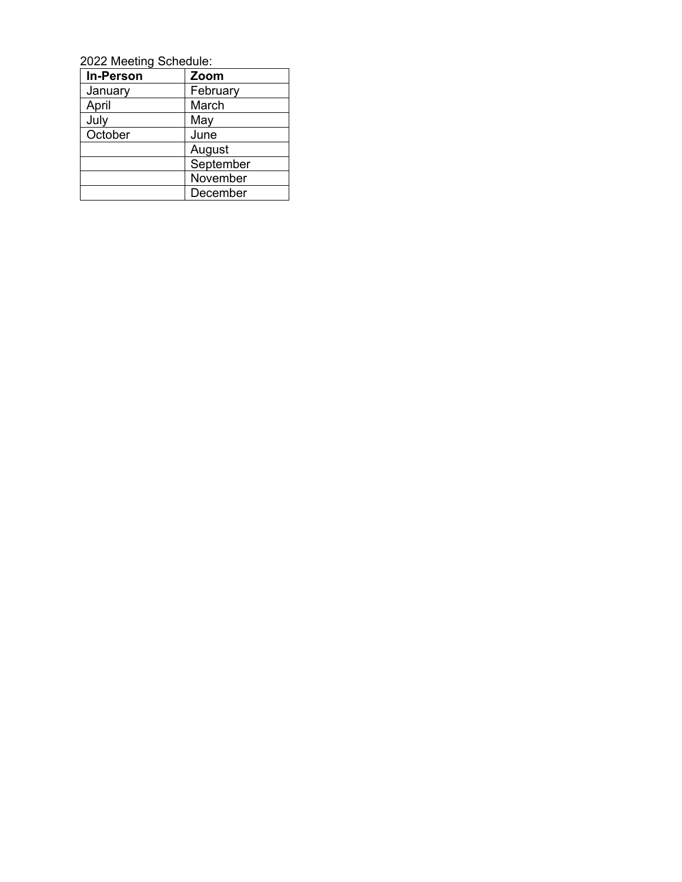2022 Meeting Schedule:

| **In-Person** | **Zoom** |
| --- | --- |
| January | February |
| April | March |
| July | May |
| October | June |
| | August |
| | September |
| | November |
| | December |